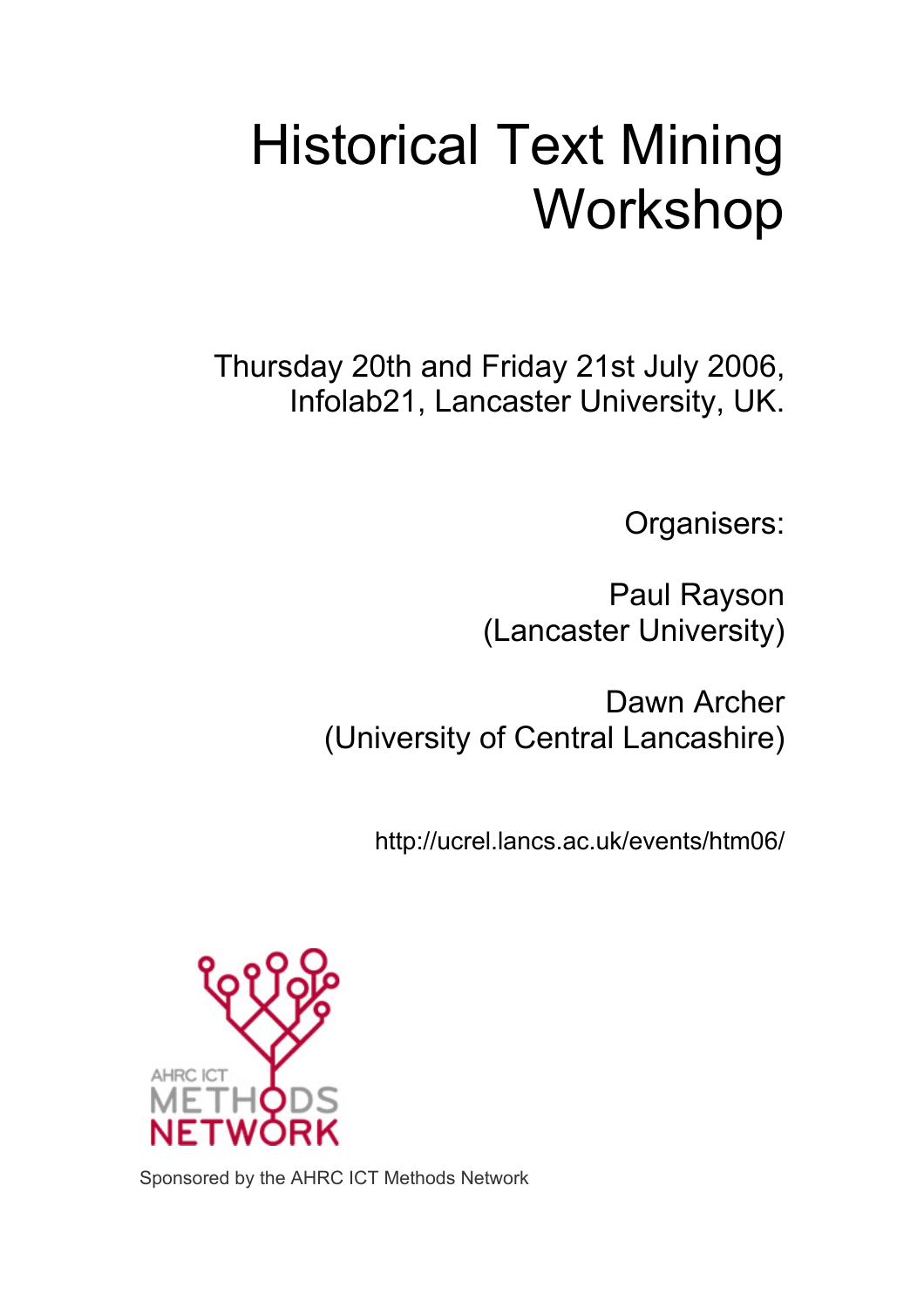# Historical Text Mining Workshop

Thursday 20th and Friday 21st July 2006,
Infolab21, Lancaster University, UK.

Organisers:

Paul Rayson
(Lancaster University)

Dawn Archer
(University of Central Lancashire)

http://ucrel.lancs.ac.uk/events/htm06/

AHRC ICT METHODS NETWORK

Sponsored by the AHRC ICT Methods Network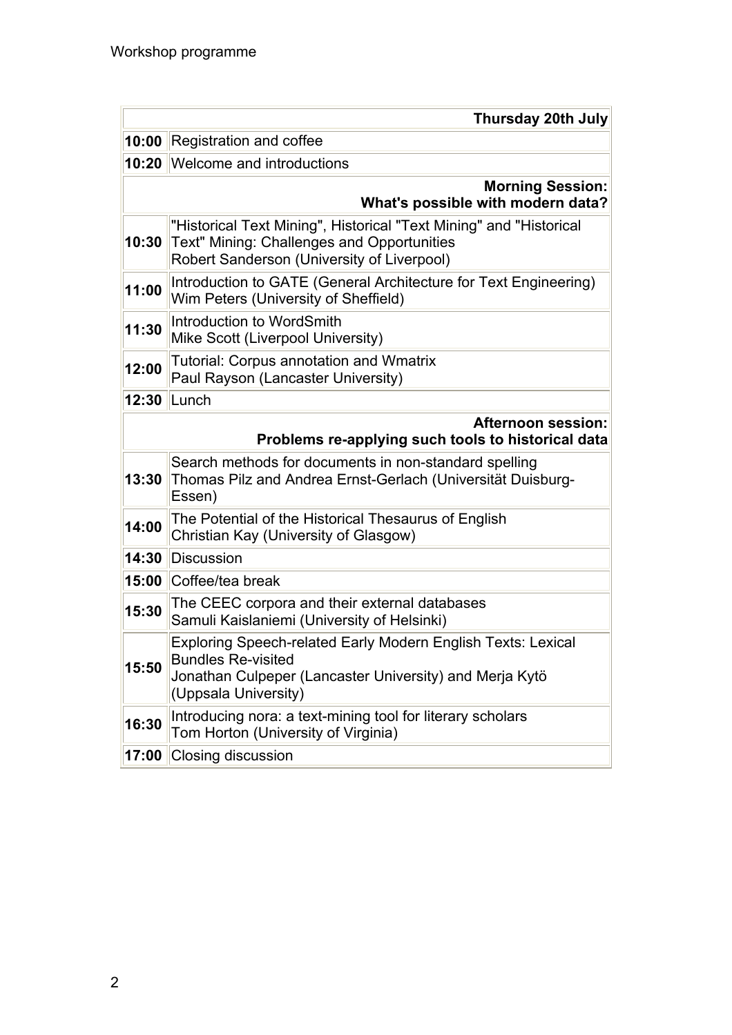Workshop programme

| | **Thursday 20th July** |
|---|---|
| **10:00** | Registration and coffee |
| **10:20** | Welcome and introductions |
| | **Morning Session: What's possible with modern data?** |
| **10:30** | "Historical Text Mining", Historical "Text Mining" and "Historical Text" Mining: Challenges and Opportunities<br>Robert Sanderson (University of Liverpool) |
| **11:00** | Introduction to GATE (General Architecture for Text Engineering)<br>Wim Peters (University of Sheffield) |
| **11:30** | Introduction to WordSmith<br>Mike Scott (Liverpool University) |
| **12:00** | Tutorial: Corpus annotation and Wmatrix<br>Paul Rayson (Lancaster University) |
| **12:30** | Lunch |
| | **Afternoon session: Problems re-applying such tools to historical data** |
| **13:30** | Search methods for documents in non-standard spelling<br>Thomas Pilz and Andrea Ernst-Gerlach (Universität Duisburg-Essen) |
| **14:00** | The Potential of the Historical Thesaurus of English<br>Christian Kay (University of Glasgow) |
| **14:30** | Discussion |
| **15:00** | Coffee/tea break |
| **15:30** | The CEEC corpora and their external databases<br>Samuli Kaislaniemi (University of Helsinki) |
| **15:50** | Exploring Speech-related Early Modern English Texts: Lexical Bundles Re-visited<br>Jonathan Culpeper (Lancaster University) and Merja Kytö (Uppsala University) |
| **16:30** | Introducing nora: a text-mining tool for literary scholars<br>Tom Horton (University of Virginia) |
| **17:00** | Closing discussion |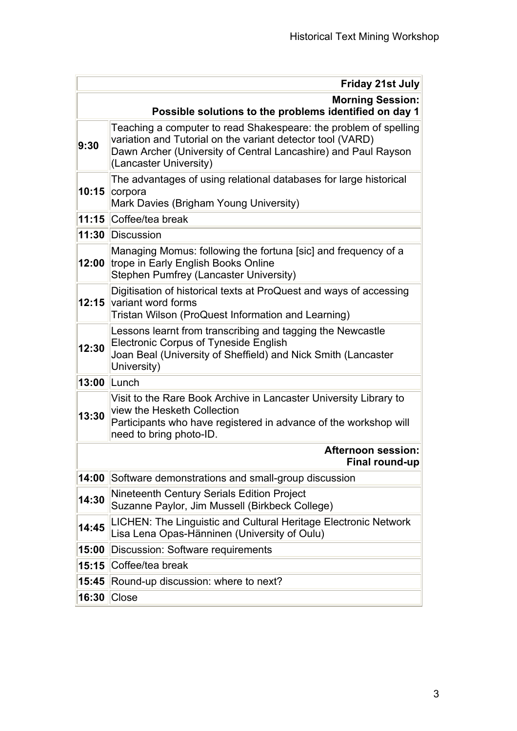| | Friday 21st July |
|---|---|
| | **Morning Session: Possible solutions to the problems identified on day 1** |
| **9:30** | Teaching a computer to read Shakespeare: the problem of spelling variation and Tutorial on the variant detector tool (VARD)<br>Dawn Archer (University of Central Lancashire) and Paul Rayson (Lancaster University) |
| **10:15** | The advantages of using relational databases for large historical corpora<br>Mark Davies (Brigham Young University) |
| **11:15** | Coffee/tea break |
| **11:30** | Discussion |
| **12:00** | Managing Momus: following the fortuna [sic] and frequency of a trope in Early English Books Online<br>Stephen Pumfrey (Lancaster University) |
| **12:15** | Digitisation of historical texts at ProQuest and ways of accessing variant word forms<br>Tristan Wilson (ProQuest Information and Learning) |
| **12:30** | Lessons learnt from transcribing and tagging the Newcastle Electronic Corpus of Tyneside English<br>Joan Beal (University of Sheffield) and Nick Smith (Lancaster University) |
| **13:00** | Lunch |
| **13:30** | Visit to the Rare Book Archive in Lancaster University Library to view the Hesketh Collection<br>Participants who have registered in advance of the workshop will need to bring photo-ID. |
| | **Afternoon session: Final round-up** |
| **14:00** | Software demonstrations and small-group discussion |
| **14:30** | Nineteenth Century Serials Edition Project<br>Suzanne Paylor, Jim Mussell (Birkbeck College) |
| **14:45** | LICHEN: The Linguistic and Cultural Heritage Electronic Network<br>Lisa Lena Opas-Hänninen (University of Oulu) |
| **15:00** | Discussion: Software requirements |
| **15:15** | Coffee/tea break |
| **15:45** | Round-up discussion: where to next? |
| **16:30** | Close |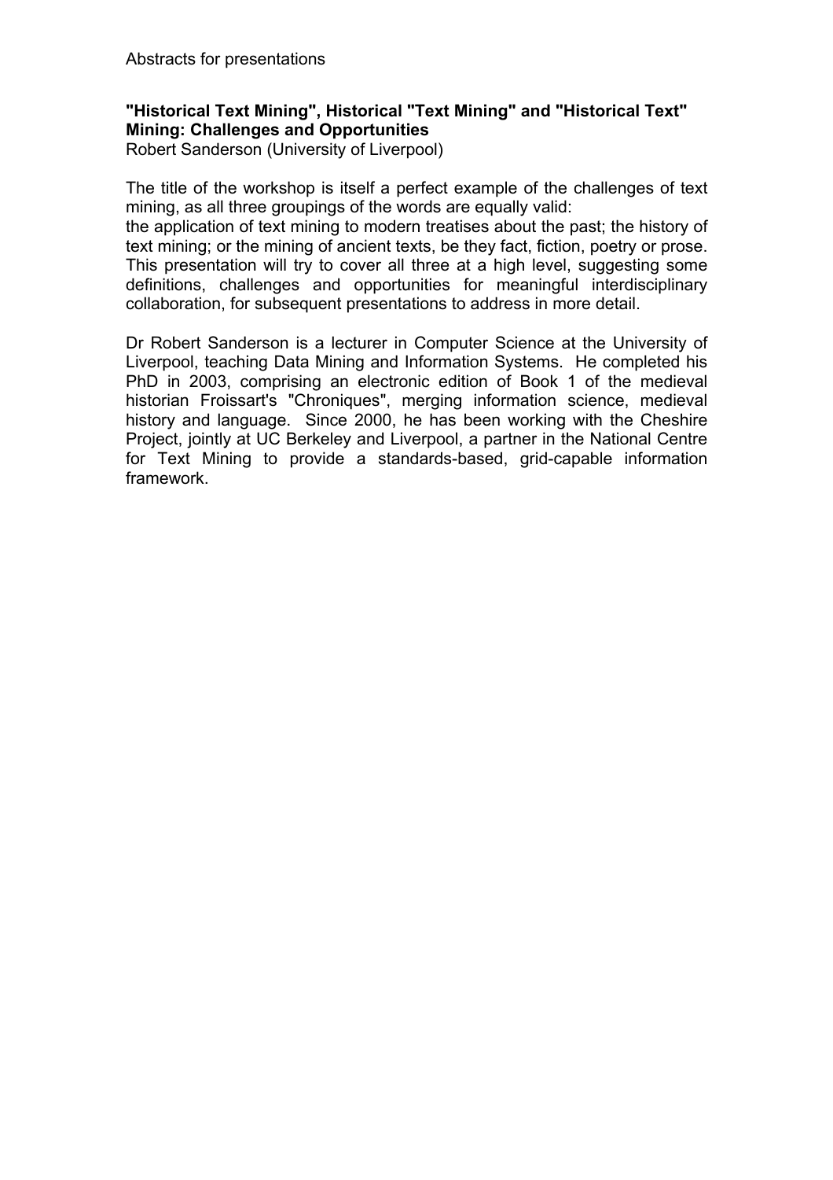Abstracts for presentations

**"Historical Text Mining", Historical "Text Mining" and "Historical Text" Mining: Challenges and Opportunities**

Robert Sanderson (University of Liverpool)

The title of the workshop is itself a perfect example of the challenges of text mining, as all three groupings of the words are equally valid:
the application of text mining to modern treatises about the past; the history of text mining; or the mining of ancient texts, be they fact, fiction, poetry or prose. This presentation will try to cover all three at a high level, suggesting some definitions, challenges and opportunities for meaningful interdisciplinary collaboration, for subsequent presentations to address in more detail.

Dr Robert Sanderson is a lecturer in Computer Science at the University of Liverpool, teaching Data Mining and Information Systems. He completed his PhD in 2003, comprising an electronic edition of Book 1 of the medieval historian Froissart's "Chroniques", merging information science, medieval history and language. Since 2000, he has been working with the Cheshire Project, jointly at UC Berkeley and Liverpool, a partner in the National Centre for Text Mining to provide a standards-based, grid-capable information framework.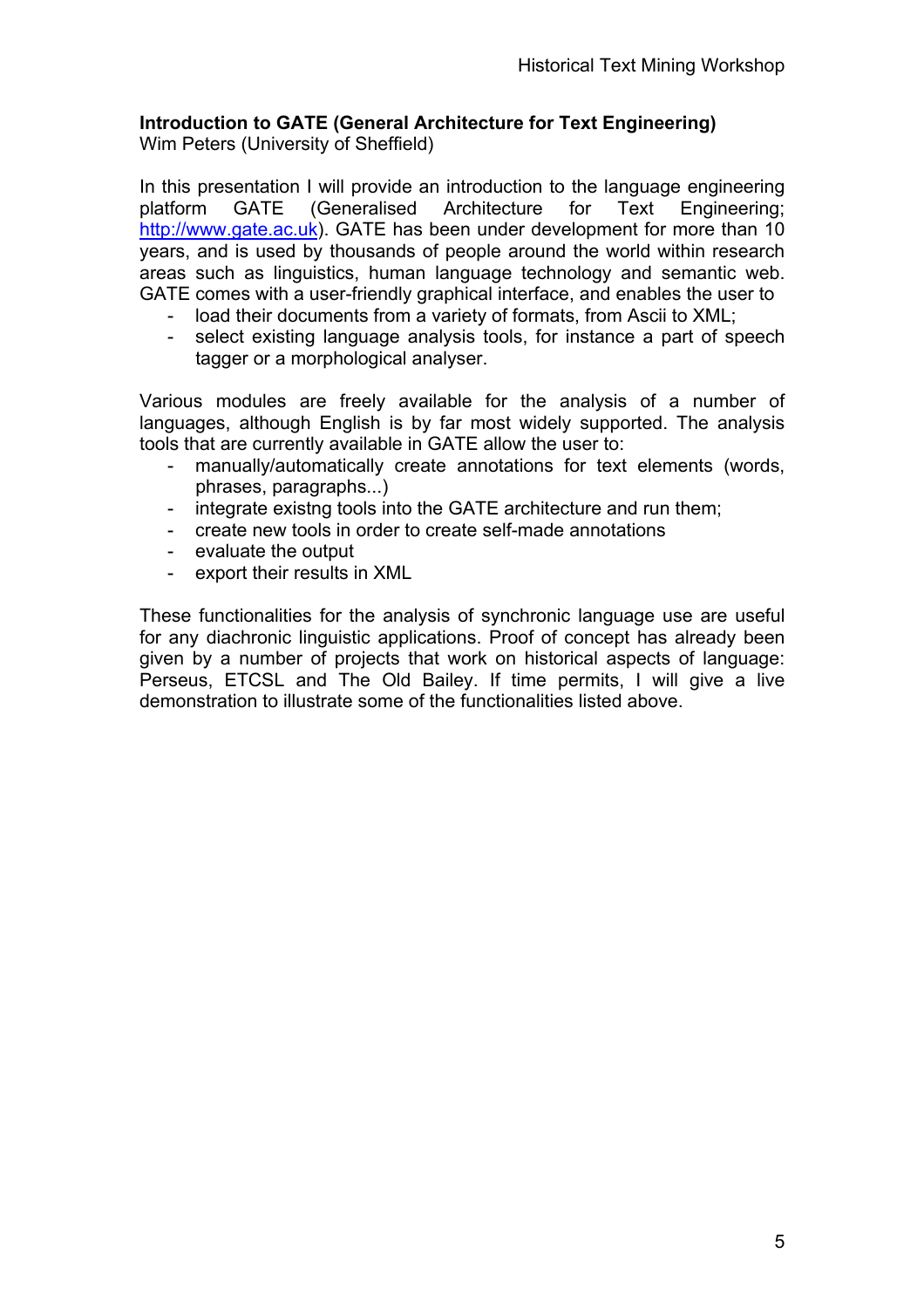**Introduction to GATE (General Architecture for Text Engineering)**
Wim Peters (University of Sheffield)

In this presentation I will provide an introduction to the language engineering platform GATE (Generalised Architecture for Text Engineering; http://www.gate.ac.uk). GATE has been under development for more than 10 years, and is used by thousands of people around the world within research areas such as linguistics, human language technology and semantic web. GATE comes with a user-friendly graphical interface, and enables the user to

- load their documents from a variety of formats, from Ascii to XML;
- select existing language analysis tools, for instance a part of speech tagger or a morphological analyser.

Various modules are freely available for the analysis of a number of languages, although English is by far most widely supported. The analysis tools that are currently available in GATE allow the user to:

- manually/automatically create annotations for text elements (words, phrases, paragraphs...)
- integrate existng tools into the GATE architecture and run them;
- create new tools in order to create self-made annotations
- evaluate the output
- export their results in XML

These functionalities for the analysis of synchronic language use are useful for any diachronic linguistic applications. Proof of concept has already been given by a number of projects that work on historical aspects of language: Perseus, ETCSL and The Old Bailey. If time permits, I will give a live demonstration to illustrate some of the functionalities listed above.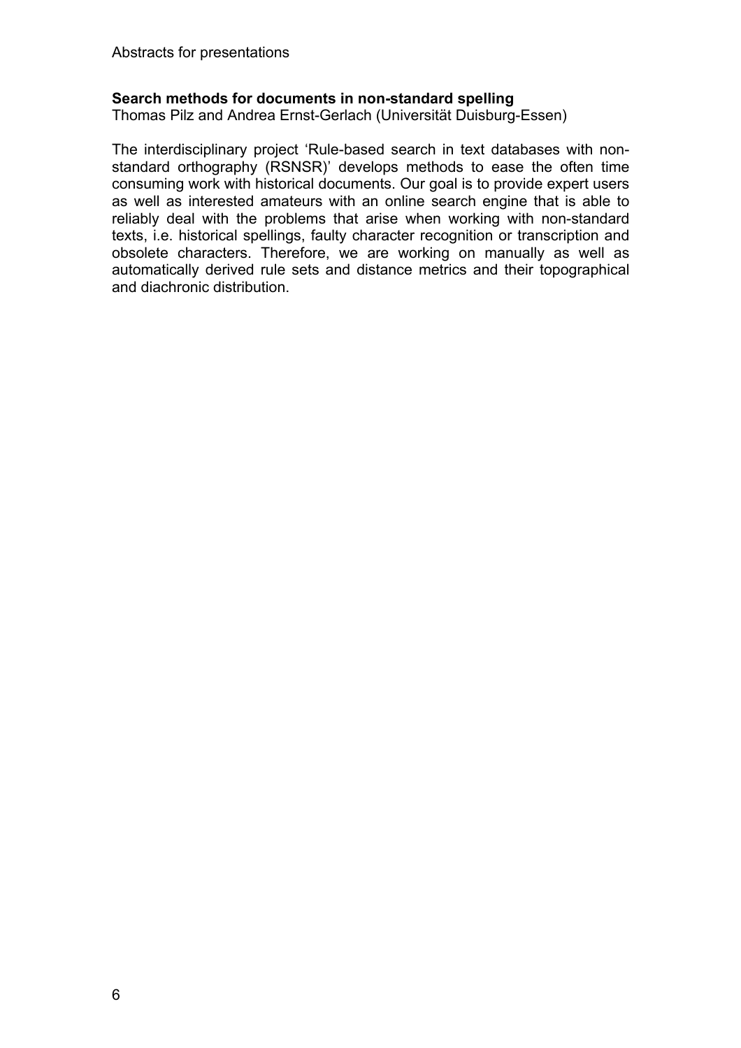## Search methods for documents in non-standard spelling

Thomas Pilz and Andrea Ernst-Gerlach (Universität Duisburg-Essen)

The interdisciplinary project 'Rule-based search in text databases with non-standard orthography (RSNSR)' develops methods to ease the often time consuming work with historical documents. Our goal is to provide expert users as well as interested amateurs with an online search engine that is able to reliably deal with the problems that arise when working with non-standard texts, i.e. historical spellings, faulty character recognition or transcription and obsolete characters. Therefore, we are working on manually as well as automatically derived rule sets and distance metrics and their topographical and diachronic distribution.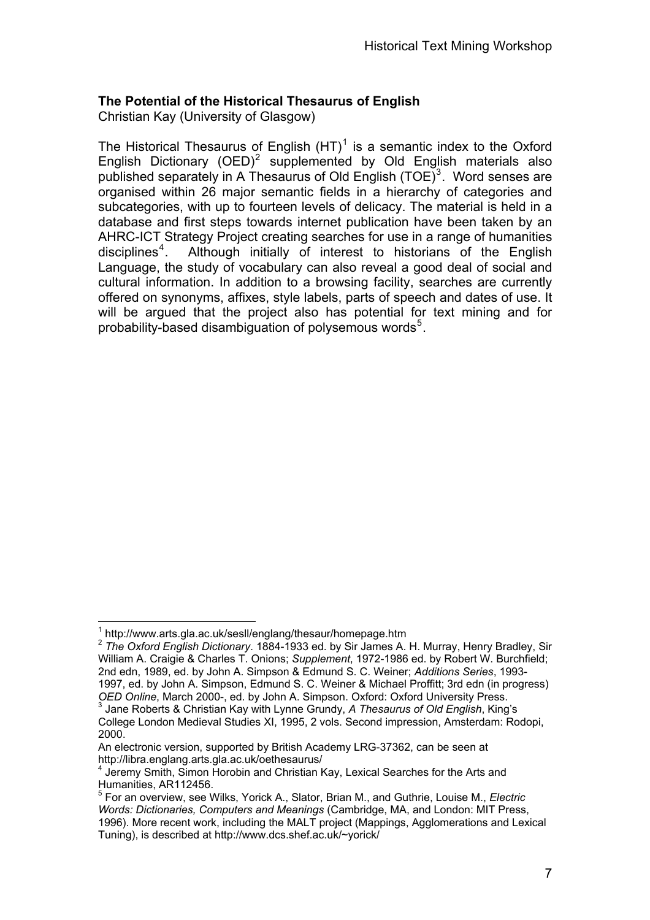## The Potential of the Historical Thesaurus of English

Christian Kay (University of Glasgow)

The Historical Thesaurus of English (HT)[1] is a semantic index to the Oxford English Dictionary (OED)[2] supplemented by Old English materials also published separately in A Thesaurus of Old English (TOE)[3]. Word senses are organised within 26 major semantic fields in a hierarchy of categories and subcategories, with up to fourteen levels of delicacy. The material is held in a database and first steps towards internet publication have been taken by an AHRC-ICT Strategy Project creating searches for use in a range of humanities disciplines[4]. Although initially of interest to historians of the English Language, the study of vocabulary can also reveal a good deal of social and cultural information. In addition to a browsing facility, searches are currently offered on synonyms, affixes, style labels, parts of speech and dates of use. It will be argued that the project also has potential for text mining and for probability-based disambiguation of polysemous words[5].

---

[1] http://www.arts.gla.ac.uk/sesll/englang/thesaur/homepage.htm

[2] *The Oxford English Dictionary*. 1884-1933 ed. by Sir James A. H. Murray, Henry Bradley, Sir William A. Craigie & Charles T. Onions; *Supplement*, 1972-1986 ed. by Robert W. Burchfield; 2nd edn, 1989, ed. by John A. Simpson & Edmund S. C. Weiner; *Additions Series*, 1993-1997, ed. by John A. Simpson, Edmund S. C. Weiner & Michael Proffitt; 3rd edn (in progress) *OED Online*, March 2000-, ed. by John A. Simpson. Oxford: Oxford University Press.

[3] Jane Roberts & Christian Kay with Lynne Grundy, *A Thesaurus of Old English*, King's College London Medieval Studies XI, 1995, 2 vols. Second impression, Amsterdam: Rodopi, 2000.

An electronic version, supported by British Academy LRG-37362, can be seen at http://libra.englang.arts.gla.ac.uk/oethesaurus/

[4] Jeremy Smith, Simon Horobin and Christian Kay, Lexical Searches for the Arts and Humanities, AR112456.

[5] For an overview, see Wilks, Yorick A., Slator, Brian M., and Guthrie, Louise M., *Electric Words: Dictionaries, Computers and Meanings* (Cambridge, MA, and London: MIT Press, 1996). More recent work, including the MALT project (Mappings, Agglomerations and Lexical Tuning), is described at http://www.dcs.shef.ac.uk/~yorick/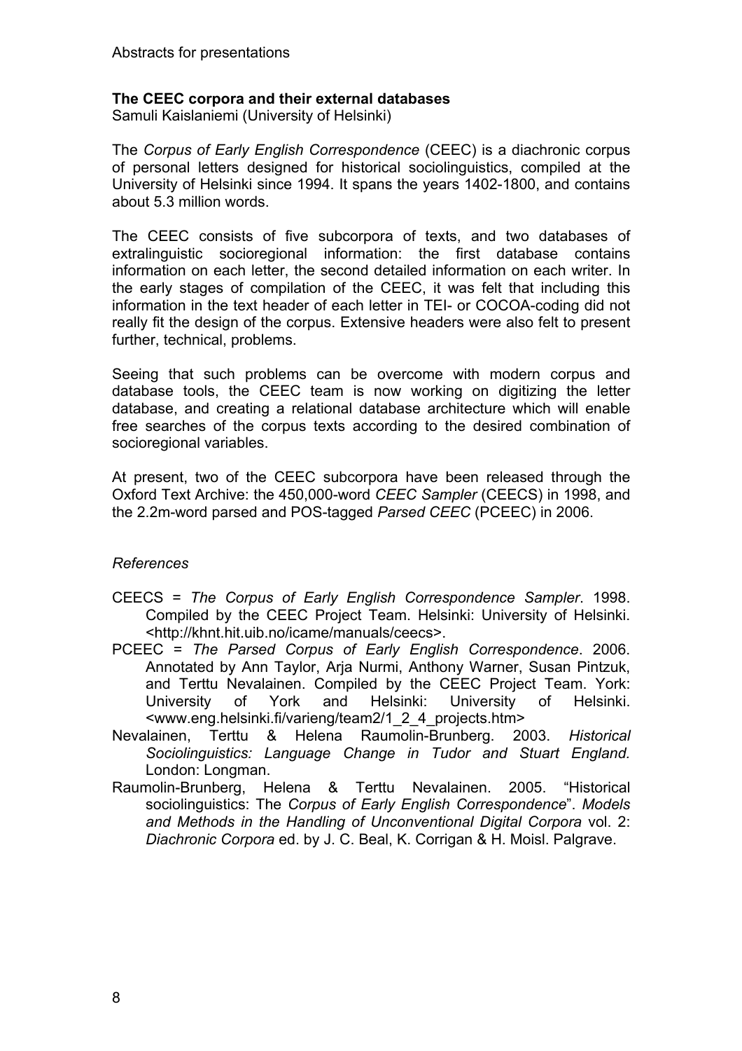### The CEEC corpora and their external databases

Samuli Kaislaniemi (University of Helsinki)

The *Corpus of Early English Correspondence* (CEEC) is a diachronic corpus of personal letters designed for historical sociolinguistics, compiled at the University of Helsinki since 1994. It spans the years 1402-1800, and contains about 5.3 million words.

The CEEC consists of five subcorpora of texts, and two databases of extralinguistic socioregional information: the first database contains information on each letter, the second detailed information on each writer. In the early stages of compilation of the CEEC, it was felt that including this information in the text header of each letter in TEI- or COCOA-coding did not really fit the design of the corpus. Extensive headers were also felt to present further, technical, problems.

Seeing that such problems can be overcome with modern corpus and database tools, the CEEC team is now working on digitizing the letter database, and creating a relational database architecture which will enable free searches of the corpus texts according to the desired combination of socioregional variables.

At present, two of the CEEC subcorpora have been released through the Oxford Text Archive: the 450,000-word *CEEC Sampler* (CEECS) in 1998, and the 2.2m-word parsed and POS-tagged *Parsed CEEC* (PCEEC) in 2006.

*References*

- CEECS = *The Corpus of Early English Correspondence Sampler*. 1998. Compiled by the CEEC Project Team. Helsinki: University of Helsinki. <http://khnt.hit.uib.no/icame/manuals/ceecs>.
- PCEEC = *The Parsed Corpus of Early English Correspondence*. 2006. Annotated by Ann Taylor, Arja Nurmi, Anthony Warner, Susan Pintzuk, and Terttu Nevalainen. Compiled by the CEEC Project Team. York: University of York and Helsinki: University of Helsinki. <www.eng.helsinki.fi/varieng/team2/1_2_4_projects.htm>
- Nevalainen, Terttu & Helena Raumolin-Brunberg. 2003. *Historical Sociolinguistics: Language Change in Tudor and Stuart England.* London: Longman.
- Raumolin-Brunberg, Helena & Terttu Nevalainen. 2005. "Historical sociolinguistics: The *Corpus of Early English Correspondence*". *Models and Methods in the Handling of Unconventional Digital Corpora* vol. 2: *Diachronic Corpora* ed. by J. C. Beal, K. Corrigan & H. Moisl. Palgrave.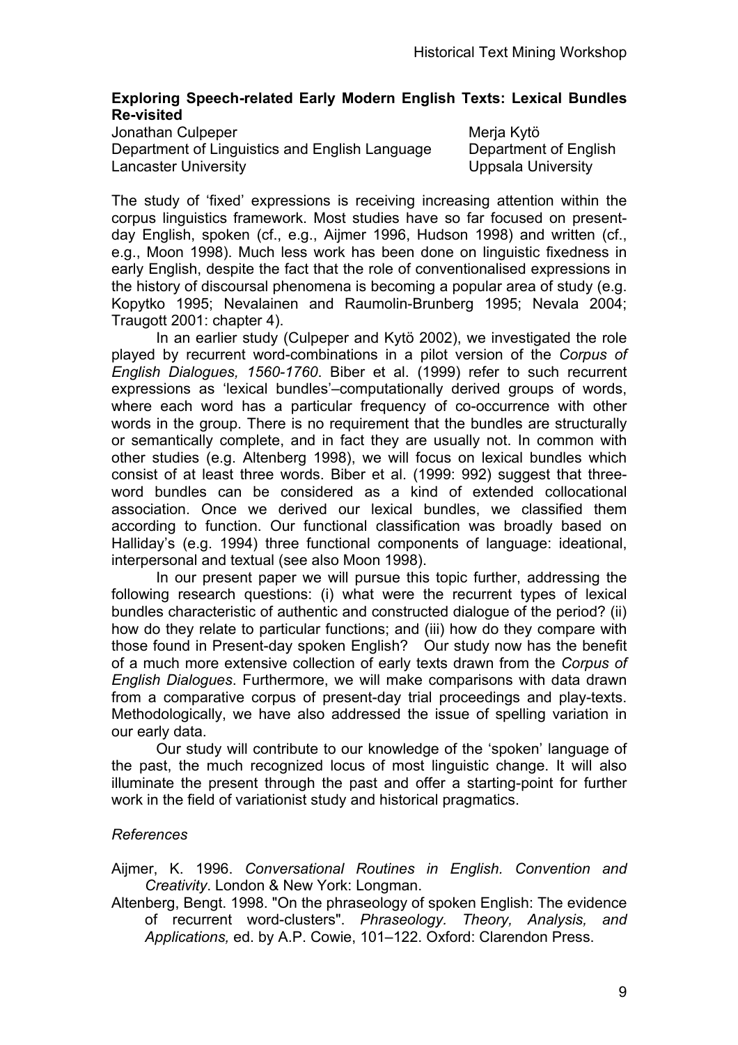## Exploring Speech-related Early Modern English Texts: Lexical Bundles Re-visited

Jonathan Culpeper
Department of Linguistics and English Language
Lancaster University

Merja Kytö
Department of English
Uppsala University

The study of 'fixed' expressions is receiving increasing attention within the corpus linguistics framework. Most studies have so far focused on present-day English, spoken (cf., e.g., Aijmer 1996, Hudson 1998) and written (cf., e.g., Moon 1998). Much less work has been done on linguistic fixedness in early English, despite the fact that the role of conventionalised expressions in the history of discoursal phenomena is becoming a popular area of study (e.g. Kopytko 1995; Nevalainen and Raumolin-Brunberg 1995; Nevala 2004; Traugott 2001: chapter 4).

In an earlier study (Culpeper and Kytö 2002), we investigated the role played by recurrent word-combinations in a pilot version of the *Corpus of English Dialogues, 1560-1760*. Biber et al. (1999) refer to such recurrent expressions as 'lexical bundles'–computationally derived groups of words, where each word has a particular frequency of co-occurrence with other words in the group. There is no requirement that the bundles are structurally or semantically complete, and in fact they are usually not. In common with other studies (e.g. Altenberg 1998), we will focus on lexical bundles which consist of at least three words. Biber et al. (1999: 992) suggest that three-word bundles can be considered as a kind of extended collocational association. Once we derived our lexical bundles, we classified them according to function. Our functional classification was broadly based on Halliday's (e.g. 1994) three functional components of language: ideational, interpersonal and textual (see also Moon 1998).

In our present paper we will pursue this topic further, addressing the following research questions: (i) what were the recurrent types of lexical bundles characteristic of authentic and constructed dialogue of the period? (ii) how do they relate to particular functions; and (iii) how do they compare with those found in Present-day spoken English? Our study now has the benefit of a much more extensive collection of early texts drawn from the *Corpus of English Dialogues*. Furthermore, we will make comparisons with data drawn from a comparative corpus of present-day trial proceedings and play-texts. Methodologically, we have also addressed the issue of spelling variation in our early data.

Our study will contribute to our knowledge of the 'spoken' language of the past, the much recognized locus of most linguistic change. It will also illuminate the present through the past and offer a starting-point for further work in the field of variationist study and historical pragmatics.

### *References*

Aijmer, K. 1996. *Conversational Routines in English. Convention and Creativity*. London & New York: Longman.

Altenberg, Bengt. 1998. "On the phraseology of spoken English: The evidence of recurrent word-clusters". *Phraseology. Theory, Analysis, and Applications,* ed. by A.P. Cowie, 101–122. Oxford: Clarendon Press.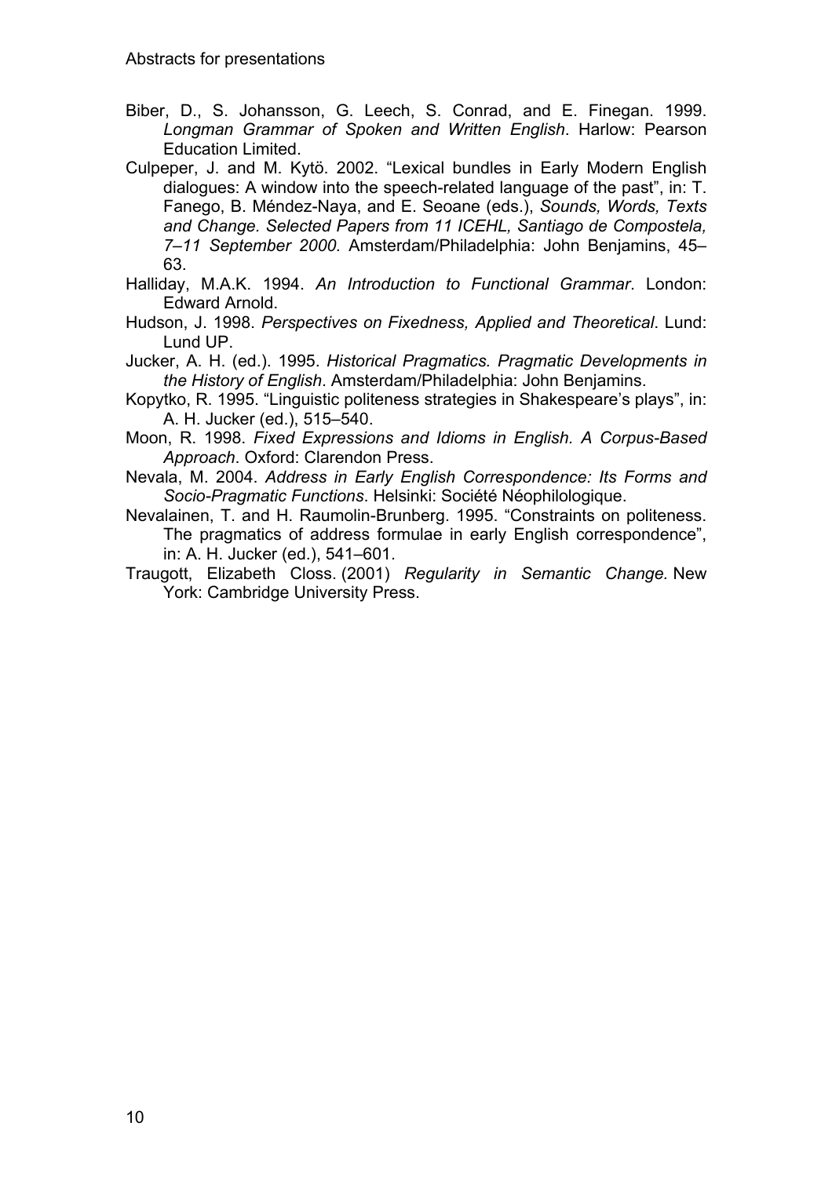Biber, D., S. Johansson, G. Leech, S. Conrad, and E. Finegan. 1999. *Longman Grammar of Spoken and Written English*. Harlow: Pearson Education Limited.

Culpeper, J. and M. Kytö. 2002. "Lexical bundles in Early Modern English dialogues: A window into the speech-related language of the past", in: T. Fanego, B. Méndez-Naya, and E. Seoane (eds.), *Sounds, Words, Texts and Change. Selected Papers from 11 ICEHL, Santiago de Compostela, 7–11 September 2000.* Amsterdam/Philadelphia: John Benjamins, 45–63.

Halliday, M.A.K. 1994. *An Introduction to Functional Grammar*. London: Edward Arnold.

Hudson, J. 1998. *Perspectives on Fixedness, Applied and Theoretical*. Lund: Lund UP.

Jucker, A. H. (ed.). 1995. *Historical Pragmatics. Pragmatic Developments in the History of English*. Amsterdam/Philadelphia: John Benjamins.

Kopytko, R. 1995. "Linguistic politeness strategies in Shakespeare's plays", in: A. H. Jucker (ed.), 515–540.

Moon, R. 1998. *Fixed Expressions and Idioms in English. A Corpus-Based Approach*. Oxford: Clarendon Press.

Nevala, M. 2004. *Address in Early English Correspondence: Its Forms and Socio-Pragmatic Functions*. Helsinki: Société Néophilologique.

Nevalainen, T. and H. Raumolin-Brunberg. 1995. "Constraints on politeness. The pragmatics of address formulae in early English correspondence", in: A. H. Jucker (ed.), 541–601.

Traugott, Elizabeth Closs. (2001) *Regularity in Semantic Change.* New York: Cambridge University Press.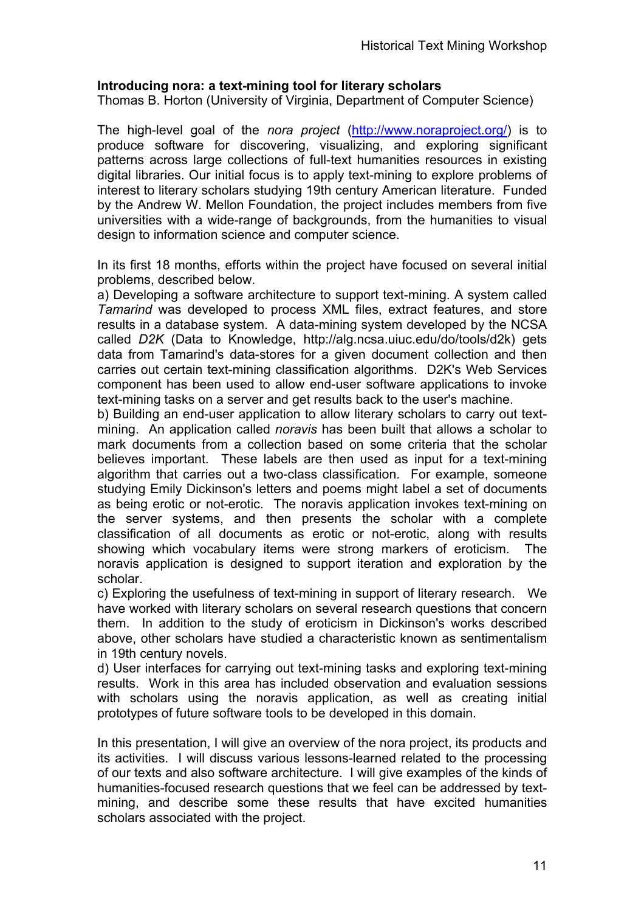**Introducing nora: a text-mining tool for literary scholars**
Thomas B. Horton (University of Virginia, Department of Computer Science)

The high-level goal of the *nora project* (http://www.noraproject.org/) is to produce software for discovering, visualizing, and exploring significant patterns across large collections of full-text humanities resources in existing digital libraries. Our initial focus is to apply text-mining to explore problems of interest to literary scholars studying 19th century American literature. Funded by the Andrew W. Mellon Foundation, the project includes members from five universities with a wide-range of backgrounds, from the humanities to visual design to information science and computer science.

In its first 18 months, efforts within the project have focused on several initial problems, described below.

a) Developing a software architecture to support text-mining. A system called *Tamarind* was developed to process XML files, extract features, and store results in a database system. A data-mining system developed by the NCSA called *D2K* (Data to Knowledge, http://alg.ncsa.uiuc.edu/do/tools/d2k) gets data from Tamarind's data-stores for a given document collection and then carries out certain text-mining classification algorithms. D2K's Web Services component has been used to allow end-user software applications to invoke text-mining tasks on a server and get results back to the user's machine.

b) Building an end-user application to allow literary scholars to carry out text-mining. An application called *noravis* has been built that allows a scholar to mark documents from a collection based on some criteria that the scholar believes important. These labels are then used as input for a text-mining algorithm that carries out a two-class classification. For example, someone studying Emily Dickinson's letters and poems might label a set of documents as being erotic or not-erotic. The noravis application invokes text-mining on the server systems, and then presents the scholar with a complete classification of all documents as erotic or not-erotic, along with results showing which vocabulary items were strong markers of eroticism. The noravis application is designed to support iteration and exploration by the scholar.

c) Exploring the usefulness of text-mining in support of literary research. We have worked with literary scholars on several research questions that concern them. In addition to the study of eroticism in Dickinson's works described above, other scholars have studied a characteristic known as sentimentalism in 19th century novels.

d) User interfaces for carrying out text-mining tasks and exploring text-mining results. Work in this area has included observation and evaluation sessions with scholars using the noravis application, as well as creating initial prototypes of future software tools to be developed in this domain.

In this presentation, I will give an overview of the nora project, its products and its activities. I will discuss various lessons-learned related to the processing of our texts and also software architecture. I will give examples of the kinds of humanities-focused research questions that we feel can be addressed by text-mining, and describe some these results that have excited humanities scholars associated with the project.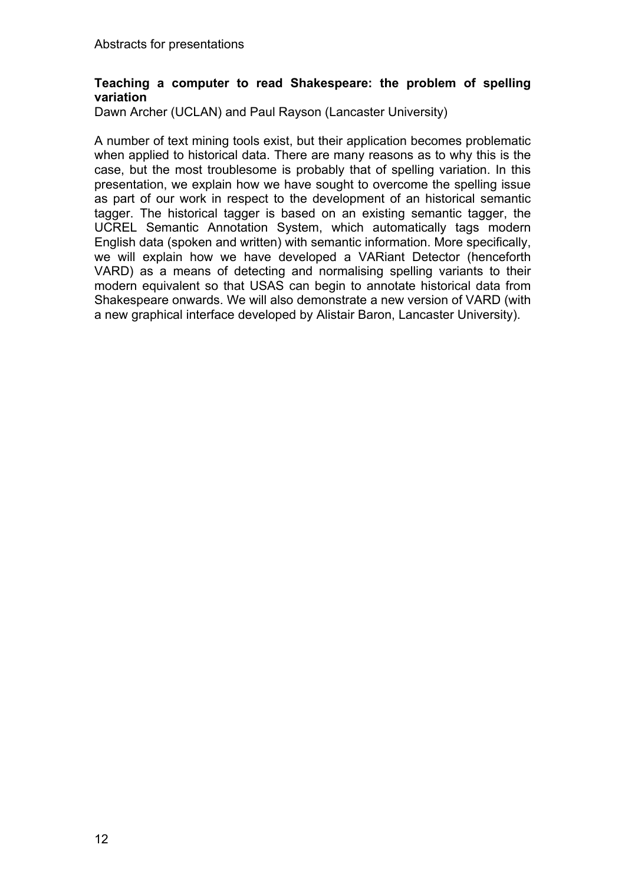### Teaching a computer to read Shakespeare: the problem of spelling variation

Dawn Archer (UCLAN) and Paul Rayson (Lancaster University)

A number of text mining tools exist, but their application becomes problematic when applied to historical data. There are many reasons as to why this is the case, but the most troublesome is probably that of spelling variation. In this presentation, we explain how we have sought to overcome the spelling issue as part of our work in respect to the development of an historical semantic tagger. The historical tagger is based on an existing semantic tagger, the UCREL Semantic Annotation System, which automatically tags modern English data (spoken and written) with semantic information. More specifically, we will explain how we have developed a VARiant Detector (henceforth VARD) as a means of detecting and normalising spelling variants to their modern equivalent so that USAS can begin to annotate historical data from Shakespeare onwards. We will also demonstrate a new version of VARD (with a new graphical interface developed by Alistair Baron, Lancaster University).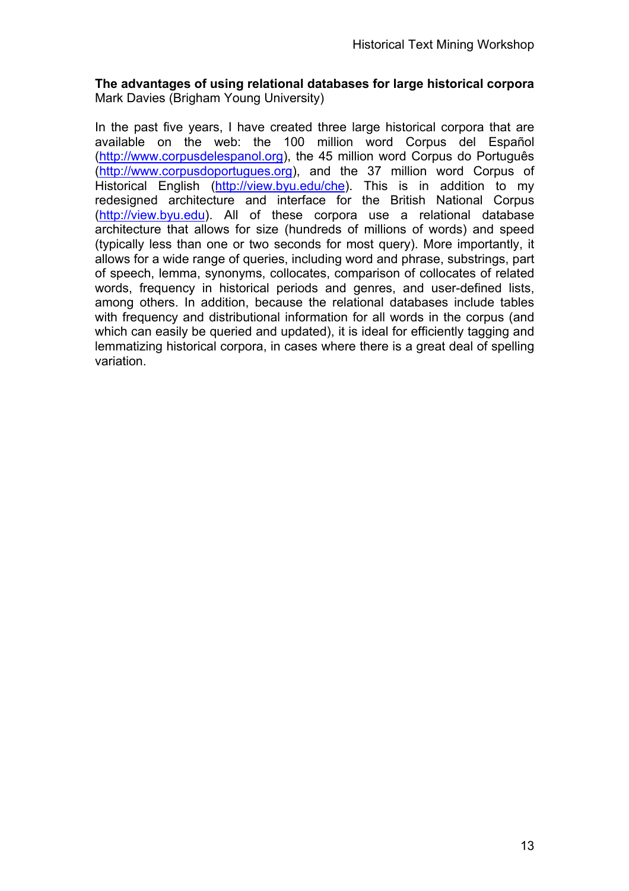**The advantages of using relational databases for large historical corpora**
Mark Davies (Brigham Young University)

In the past five years, I have created three large historical corpora that are available on the web: the 100 million word Corpus del Español (http://www.corpusdelespanol.org), the 45 million word Corpus do Português (http://www.corpusdoportugues.org), and the 37 million word Corpus of Historical English (http://view.byu.edu/che). This is in addition to my redesigned architecture and interface for the British National Corpus (http://view.byu.edu). All of these corpora use a relational database architecture that allows for size (hundreds of millions of words) and speed (typically less than one or two seconds for most query). More importantly, it allows for a wide range of queries, including word and phrase, substrings, part of speech, lemma, synonyms, collocates, comparison of collocates of related words, frequency in historical periods and genres, and user-defined lists, among others. In addition, because the relational databases include tables with frequency and distributional information for all words in the corpus (and which can easily be queried and updated), it is ideal for efficiently tagging and lemmatizing historical corpora, in cases where there is a great deal of spelling variation.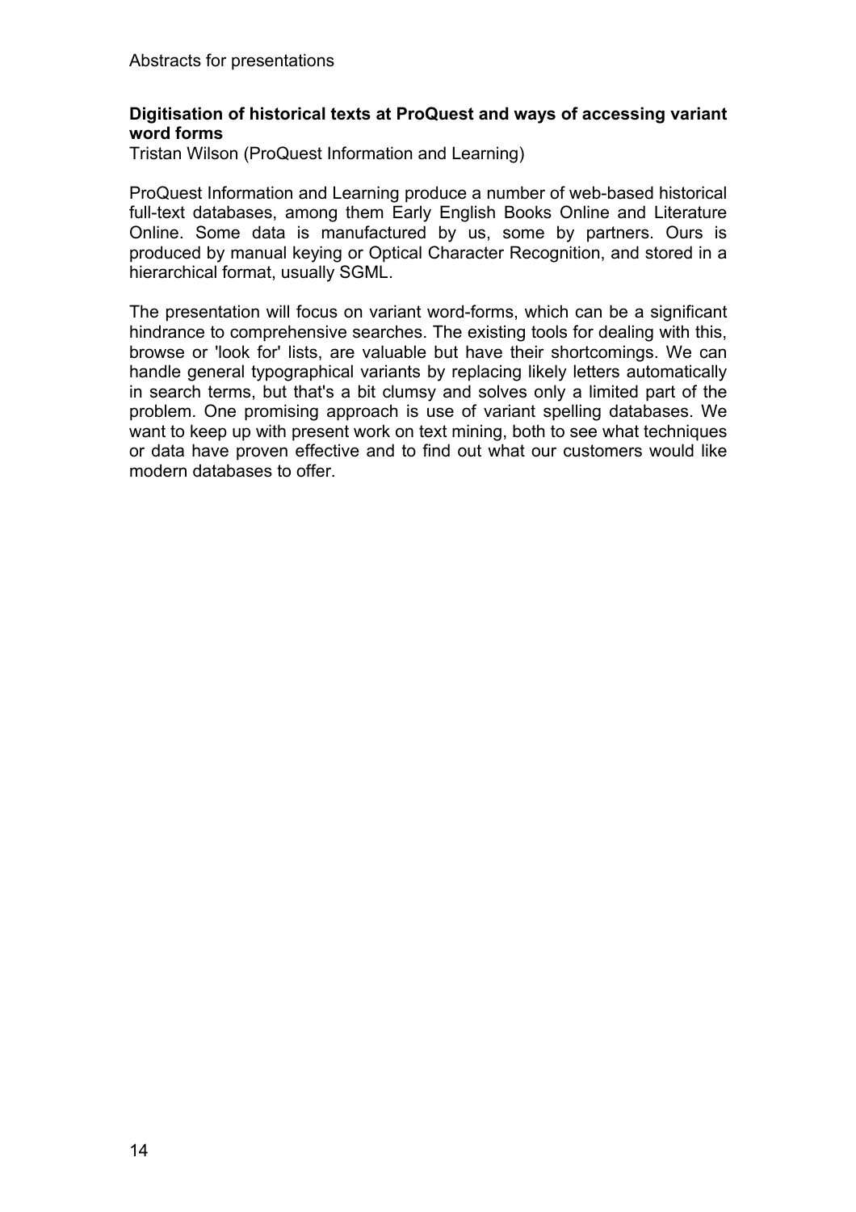### Digitisation of historical texts at ProQuest and ways of accessing variant word forms

Tristan Wilson (ProQuest Information and Learning)

ProQuest Information and Learning produce a number of web-based historical full-text databases, among them Early English Books Online and Literature Online. Some data is manufactured by us, some by partners. Ours is produced by manual keying or Optical Character Recognition, and stored in a hierarchical format, usually SGML.

The presentation will focus on variant word-forms, which can be a significant hindrance to comprehensive searches. The existing tools for dealing with this, browse or 'look for' lists, are valuable but have their shortcomings. We can handle general typographical variants by replacing likely letters automatically in search terms, but that's a bit clumsy and solves only a limited part of the problem. One promising approach is use of variant spelling databases. We want to keep up with present work on text mining, both to see what techniques or data have proven effective and to find out what our customers would like modern databases to offer.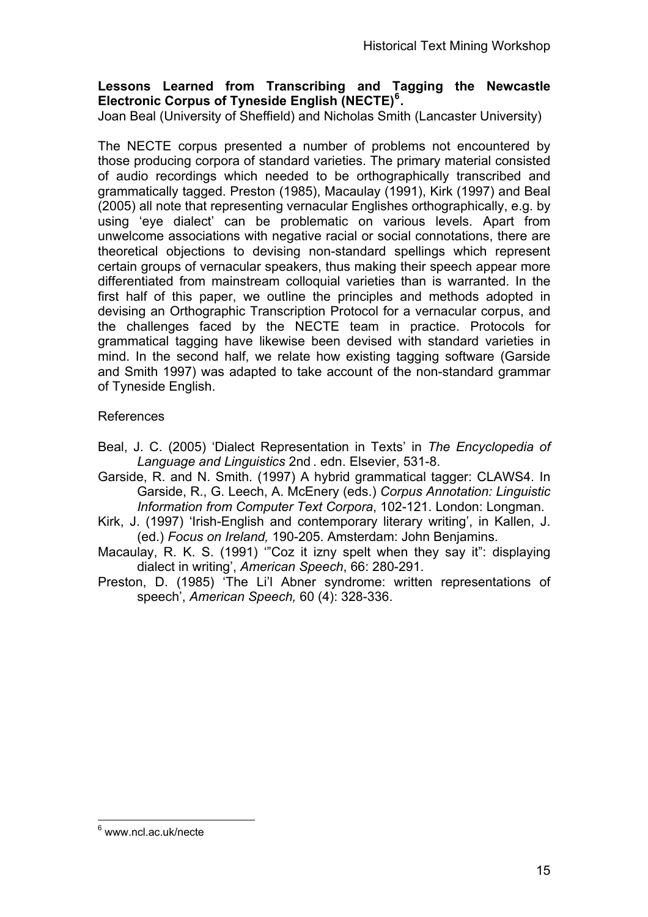**Lessons Learned from Transcribing and Tagging the Newcastle Electronic Corpus of Tyneside English (NECTE)[6].**

Joan Beal (University of Sheffield) and Nicholas Smith (Lancaster University)

The NECTE corpus presented a number of problems not encountered by those producing corpora of standard varieties. The primary material consisted of audio recordings which needed to be orthographically transcribed and grammatically tagged. Preston (1985), Macaulay (1991), Kirk (1997) and Beal (2005) all note that representing vernacular Englishes orthographically, e.g. by using 'eye dialect' can be problematic on various levels. Apart from unwelcome associations with negative racial or social connotations, there are theoretical objections to devising non-standard spellings which represent certain groups of vernacular speakers, thus making their speech appear more differentiated from mainstream colloquial varieties than is warranted. In the first half of this paper, we outline the principles and methods adopted in devising an Orthographic Transcription Protocol for a vernacular corpus, and the challenges faced by the NECTE team in practice. Protocols for grammatical tagging have likewise been devised with standard varieties in mind. In the second half, we relate how existing tagging software (Garside and Smith 1997) was adapted to take account of the non-standard grammar of Tyneside English.

References

- Beal, J. C. (2005) 'Dialect Representation in Texts' in *The Encyclopedia of Language and Linguistics* 2nd . edn. Elsevier, 531-8.
- Garside, R. and N. Smith. (1997) A hybrid grammatical tagger: CLAWS4. In Garside, R., G. Leech, A. McEnery (eds.) *Corpus Annotation: Linguistic Information from Computer Text Corpora*, 102-121. London: Longman.
- Kirk, J. (1997) 'Irish-English and contemporary literary writing', in Kallen, J. (ed.) *Focus on Ireland,* 190-205. Amsterdam: John Benjamins.
- Macaulay, R. K. S. (1991) '"Coz it izny spelt when they say it": displaying dialect in writing', *American Speech*, 66: 280-291.
- Preston, D. (1985) 'The Li'l Abner syndrome: written representations of speech', *American Speech,* 60 (4): 328-336.

[6] www.ncl.ac.uk/necte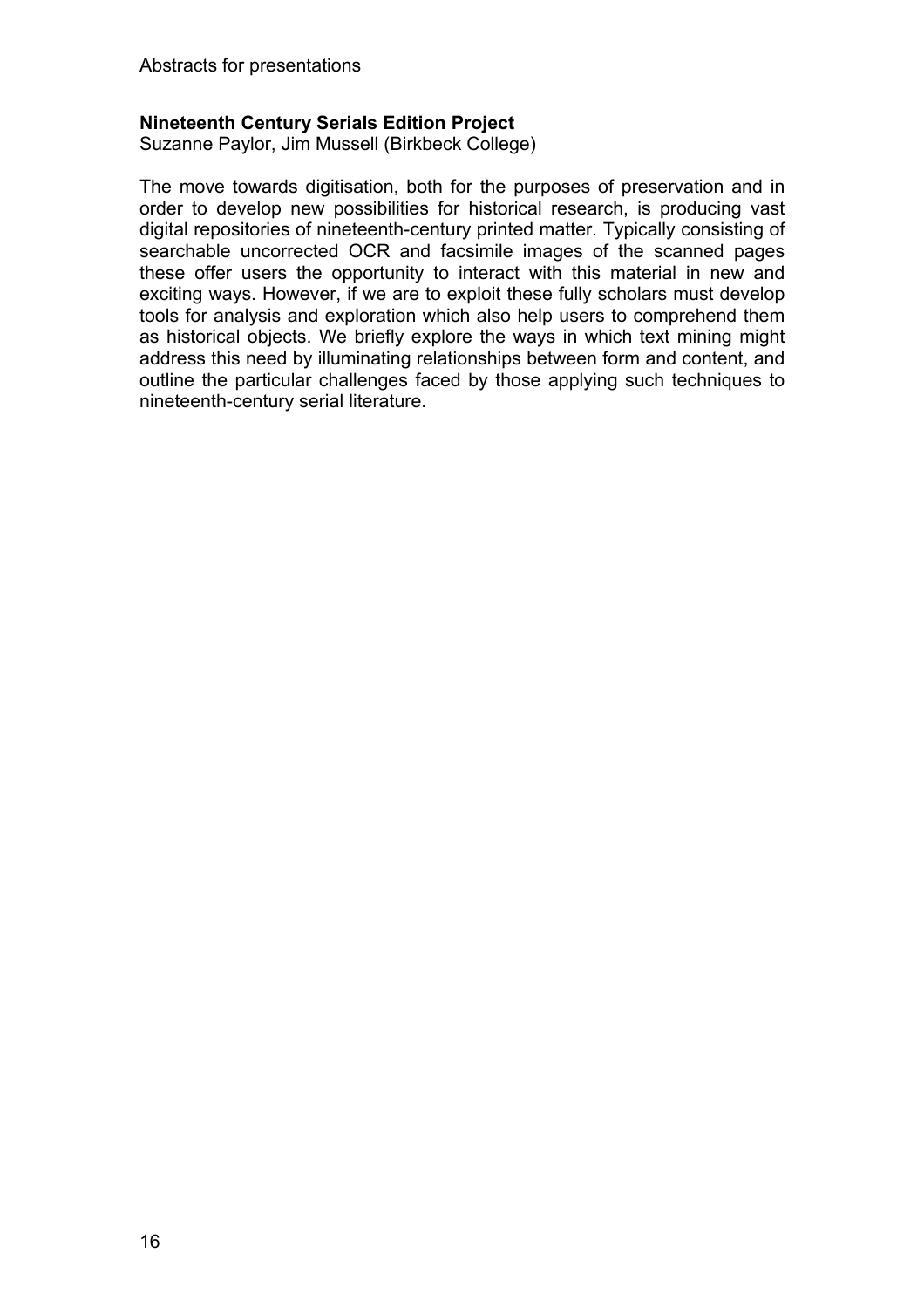### Nineteenth Century Serials Edition Project

Suzanne Paylor, Jim Mussell (Birkbeck College)

The move towards digitisation, both for the purposes of preservation and in order to develop new possibilities for historical research, is producing vast digital repositories of nineteenth-century printed matter. Typically consisting of searchable uncorrected OCR and facsimile images of the scanned pages these offer users the opportunity to interact with this material in new and exciting ways. However, if we are to exploit these fully scholars must develop tools for analysis and exploration which also help users to comprehend them as historical objects. We briefly explore the ways in which text mining might address this need by illuminating relationships between form and content, and outline the particular challenges faced by those applying such techniques to nineteenth-century serial literature.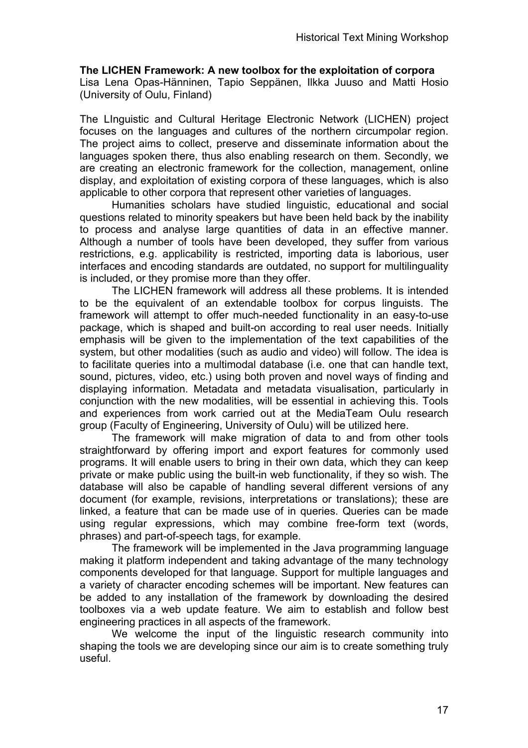**The LICHEN Framework: A new toolbox for the exploitation of corpora**

Lisa Lena Opas-Hänninen, Tapio Seppänen, Ilkka Juuso and Matti Hosio (University of Oulu, Finland)

The LInguistic and Cultural Heritage Electronic Network (LICHEN) project focuses on the languages and cultures of the northern circumpolar region. The project aims to collect, preserve and disseminate information about the languages spoken there, thus also enabling research on them. Secondly, we are creating an electronic framework for the collection, management, online display, and exploitation of existing corpora of these languages, which is also applicable to other corpora that represent other varieties of languages.

Humanities scholars have studied linguistic, educational and social questions related to minority speakers but have been held back by the inability to process and analyse large quantities of data in an effective manner. Although a number of tools have been developed, they suffer from various restrictions, e.g. applicability is restricted, importing data is laborious, user interfaces and encoding standards are outdated, no support for multilinguality is included, or they promise more than they offer.

The LICHEN framework will address all these problems. It is intended to be the equivalent of an extendable toolbox for corpus linguists. The framework will attempt to offer much-needed functionality in an easy-to-use package, which is shaped and built-on according to real user needs. Initially emphasis will be given to the implementation of the text capabilities of the system, but other modalities (such as audio and video) will follow. The idea is to facilitate queries into a multimodal database (i.e. one that can handle text, sound, pictures, video, etc.) using both proven and novel ways of finding and displaying information. Metadata and metadata visualisation, particularly in conjunction with the new modalities, will be essential in achieving this. Tools and experiences from work carried out at the MediaTeam Oulu research group (Faculty of Engineering, University of Oulu) will be utilized here.

The framework will make migration of data to and from other tools straightforward by offering import and export features for commonly used programs. It will enable users to bring in their own data, which they can keep private or make public using the built-in web functionality, if they so wish. The database will also be capable of handling several different versions of any document (for example, revisions, interpretations or translations); these are linked, a feature that can be made use of in queries. Queries can be made using regular expressions, which may combine free-form text (words, phrases) and part-of-speech tags, for example.

The framework will be implemented in the Java programming language making it platform independent and taking advantage of the many technology components developed for that language. Support for multiple languages and a variety of character encoding schemes will be important. New features can be added to any installation of the framework by downloading the desired toolboxes via a web update feature. We aim to establish and follow best engineering practices in all aspects of the framework.

We welcome the input of the linguistic research community into shaping the tools we are developing since our aim is to create something truly useful.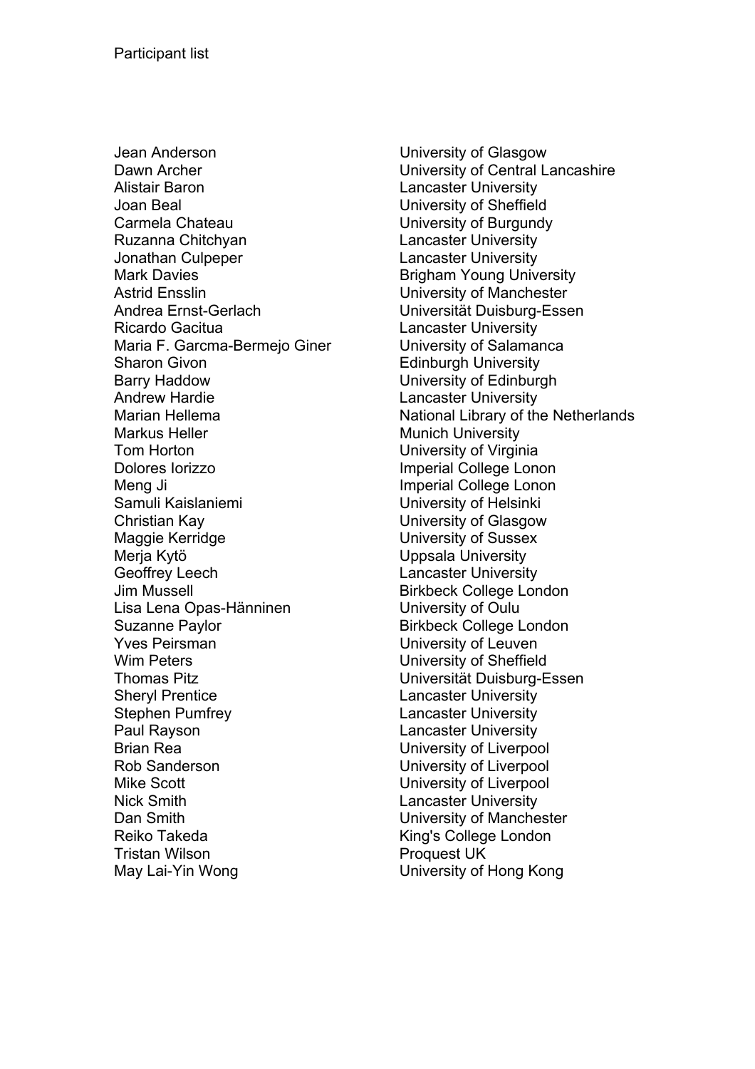Participant list

| | |
|---|---|
| Jean Anderson | University of Glasgow |
| Dawn Archer | University of Central Lancashire |
| Alistair Baron | Lancaster University |
| Joan Beal | University of Sheffield |
| Carmela Chateau | University of Burgundy |
| Ruzanna Chitchyan | Lancaster University |
| Jonathan Culpeper | Lancaster University |
| Mark Davies | Brigham Young University |
| Astrid Ensslin | University of Manchester |
| Andrea Ernst-Gerlach | Universität Duisburg-Essen |
| Ricardo Gacitua | Lancaster University |
| Maria F. Garcma-Bermejo Giner | University of Salamanca |
| Sharon Givon | Edinburgh University |
| Barry Haddow | University of Edinburgh |
| Andrew Hardie | Lancaster University |
| Marian Hellema | National Library of the Netherlands |
| Markus Heller | Munich University |
| Tom Horton | University of Virginia |
| Dolores Iorizzo | Imperial College Lonon |
| Meng Ji | Imperial College Lonon |
| Samuli Kaislaniemi | University of Helsinki |
| Christian Kay | University of Glasgow |
| Maggie Kerridge | University of Sussex |
| Merja Kytö | Uppsala University |
| Geoffrey Leech | Lancaster University |
| Jim Mussell | Birkbeck College London |
| Lisa Lena Opas-Hänninen | University of Oulu |
| Suzanne Paylor | Birkbeck College London |
| Yves Peirsman | University of Leuven |
| Wim Peters | University of Sheffield |
| Thomas Pitz | Universität Duisburg-Essen |
| Sheryl Prentice | Lancaster University |
| Stephen Pumfrey | Lancaster University |
| Paul Rayson | Lancaster University |
| Brian Rea | University of Liverpool |
| Rob Sanderson | University of Liverpool |
| Mike Scott | University of Liverpool |
| Nick Smith | Lancaster University |
| Dan Smith | University of Manchester |
| Reiko Takeda | King's College London |
| Tristan Wilson | Proquest UK |
| May Lai-Yin Wong | University of Hong Kong |